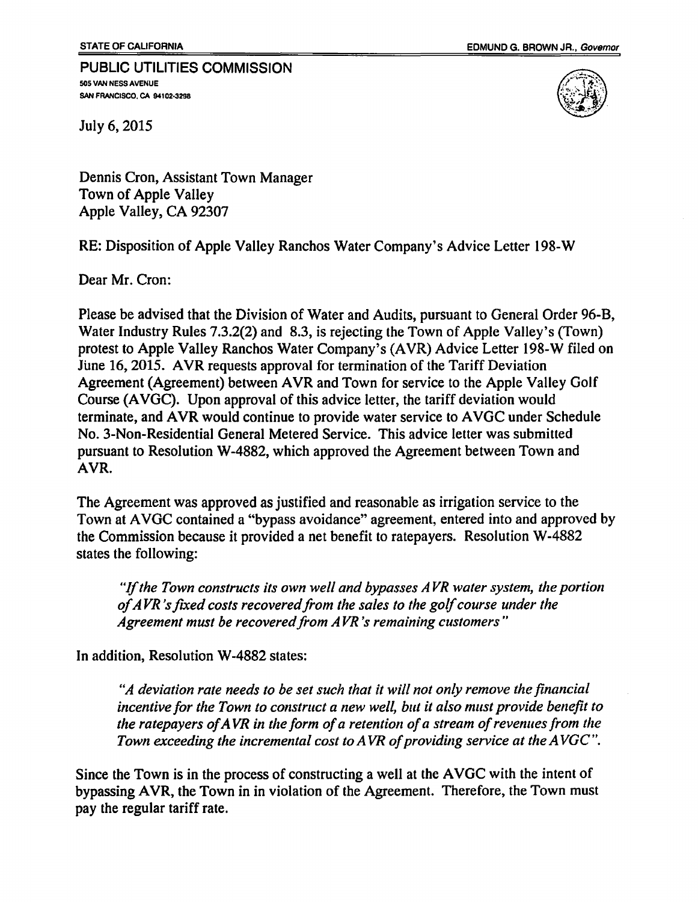STATE OF CALIFORNIA

EDMUND G. BROWN JR., *Governor*

**PUBLIC UTILITIES COMMISSION**
505 VAN NESS AVENUE
SAN FRANCISCO, CA 94102-3298

July 6, 2015

Dennis Cron, Assistant Town Manager
Town of Apple Valley
Apple Valley, CA 92307

RE: Disposition of Apple Valley Ranchos Water Company's Advice Letter 198-W

Dear Mr. Cron:

Please be advised that the Division of Water and Audits, pursuant to General Order 96-B, Water Industry Rules 7.3.2(2) and 8.3, is rejecting the Town of Apple Valley's (Town) protest to Apple Valley Ranchos Water Company's (AVR) Advice Letter 198-W filed on June 16, 2015. AVR requests approval for termination of the Tariff Deviation Agreement (Agreement) between AVR and Town for service to the Apple Valley Golf Course (AVGC). Upon approval of this advice letter, the tariff deviation would terminate, and AVR would continue to provide water service to AVGC under Schedule No. 3-Non-Residential General Metered Service. This advice letter was submitted pursuant to Resolution W-4882, which approved the Agreement between Town and AVR.

The Agreement was approved as justified and reasonable as irrigation service to the Town at AVGC contained a "bypass avoidance" agreement, entered into and approved by the Commission because it provided a net benefit to ratepayers. Resolution W-4882 states the following:

> *"If the Town constructs its own well and bypasses AVR water system, the portion of AVR's fixed costs recovered from the sales to the golf course under the Agreement must be recovered from AVR's remaining customers"*

In addition, Resolution W-4882 states:

> *"A deviation rate needs to be set such that it will not only remove the financial incentive for the Town to construct a new well, but it also must provide benefit to the ratepayers of AVR in the form of a retention of a stream of revenues from the Town exceeding the incremental cost to AVR of providing service at the AVGC".*

Since the Town is in the process of constructing a well at the AVGC with the intent of bypassing AVR, the Town in in violation of the Agreement. Therefore, the Town must pay the regular tariff rate.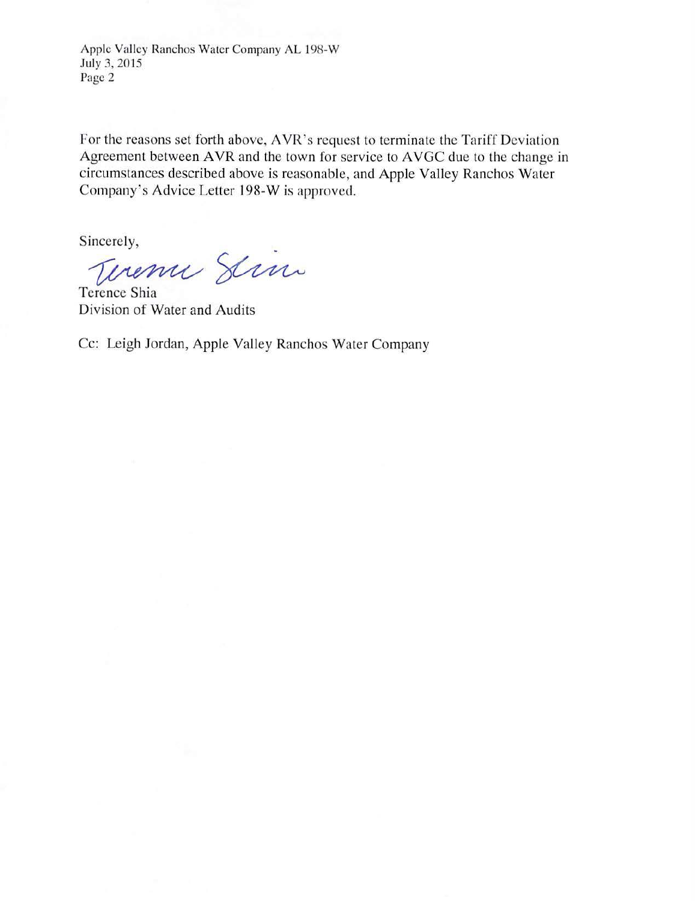For the reasons set forth above, AVR's request to terminate the Tariff Deviation Agreement between AVR and the town for service to AVGC due to the change in circumstances described above is reasonable, and Apple Valley Ranchos Water Company's Advice Letter 198-W is approved.

Sincerely,

Terence Shia

Terence Shia
Division of Water and Audits

Cc: Leigh Jordan, Apple Valley Ranchos Water Company